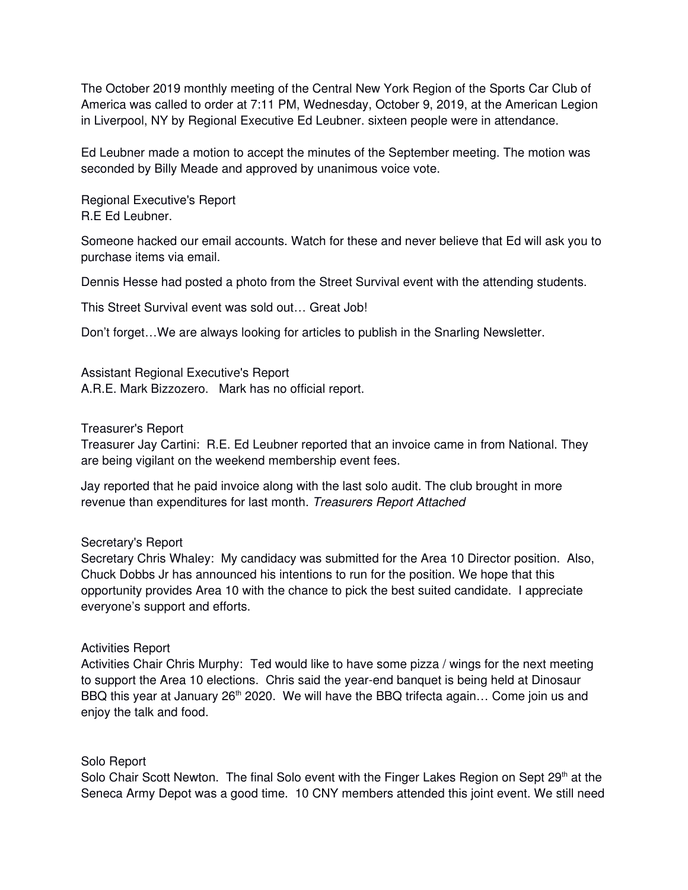The October 2019 monthly meeting of the Central New York Region of the Sports Car Club of America was called to order at 7:11 PM, Wednesday, October 9, 2019, at the American Legion in Liverpool, NY by Regional Executive Ed Leubner. sixteen people were in attendance.

Ed Leubner made a motion to accept the minutes of the September meeting. The motion was seconded by Billy Meade and approved by unanimous voice vote.

Regional Executive's Report
R.E Ed Leubner.

Someone hacked our email accounts. Watch for these and never believe that Ed will ask you to purchase items via email.

Dennis Hesse had posted a photo from the Street Survival event with the attending students.

This Street Survival event was sold out… Great Job!

Don't forget…We are always looking for articles to publish in the Snarling Newsletter.

Assistant Regional Executive's Report
A.R.E. Mark Bizzozero. Mark has no official report.

Treasurer's Report
Treasurer Jay Cartini: R.E. Ed Leubner reported that an invoice came in from National. They are being vigilant on the weekend membership event fees.

Jay reported that he paid invoice along with the last solo audit. The club brought in more revenue than expenditures for last month. *Treasurers Report Attached*

Secretary's Report
Secretary Chris Whaley: My candidacy was submitted for the Area 10 Director position. Also, Chuck Dobbs Jr has announced his intentions to run for the position. We hope that this opportunity provides Area 10 with the chance to pick the best suited candidate. I appreciate everyone's support and efforts.

Activities Report
Activities Chair Chris Murphy: Ted would like to have some pizza / wings for the next meeting to support the Area 10 elections. Chris said the year-end banquet is being held at Dinosaur BBQ this year at January 26th 2020. We will have the BBQ trifecta again… Come join us and enjoy the talk and food.

Solo Report
Solo Chair Scott Newton. The final Solo event with the Finger Lakes Region on Sept 29th at the Seneca Army Depot was a good time. 10 CNY members attended this joint event. We still need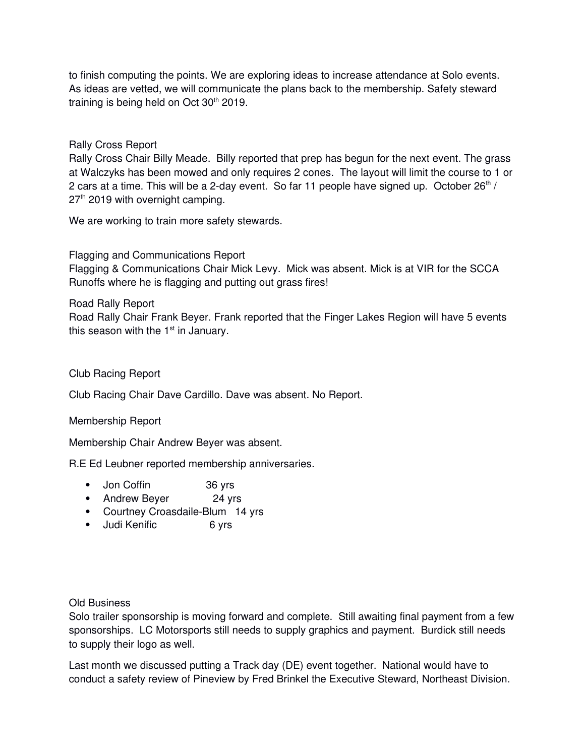to finish computing the points. We are exploring ideas to increase attendance at Solo events. As ideas are vetted, we will communicate the plans back to the membership. Safety steward training is being held on Oct 30th 2019.

### Rally Cross Report

Rally Cross Chair Billy Meade. Billy reported that prep has begun for the next event. The grass at Walczyks has been mowed and only requires 2 cones. The layout will limit the course to 1 or 2 cars at a time. This will be a 2-day event. So far 11 people have signed up. October 26th / 27th 2019 with overnight camping.

We are working to train more safety stewards.

### Flagging and Communications Report

Flagging & Communications Chair Mick Levy. Mick was absent. Mick is at VIR for the SCCA Runoffs where he is flagging and putting out grass fires!

### Road Rally Report

Road Rally Chair Frank Beyer. Frank reported that the Finger Lakes Region will have 5 events this season with the 1st in January.

### Club Racing Report

Club Racing Chair Dave Cardillo. Dave was absent. No Report.

### Membership Report

Membership Chair Andrew Beyer was absent.

R.E Ed Leubner reported membership anniversaries.

- Jon Coffin 36 yrs
- Andrew Beyer 24 yrs
- Courtney Croasdaile-Blum 14 yrs
- Judi Kenific 6 yrs

### Old Business

Solo trailer sponsorship is moving forward and complete. Still awaiting final payment from a few sponsorships. LC Motorsports still needs to supply graphics and payment. Burdick still needs to supply their logo as well.

Last month we discussed putting a Track day (DE) event together. National would have to conduct a safety review of Pineview by Fred Brinkel the Executive Steward, Northeast Division.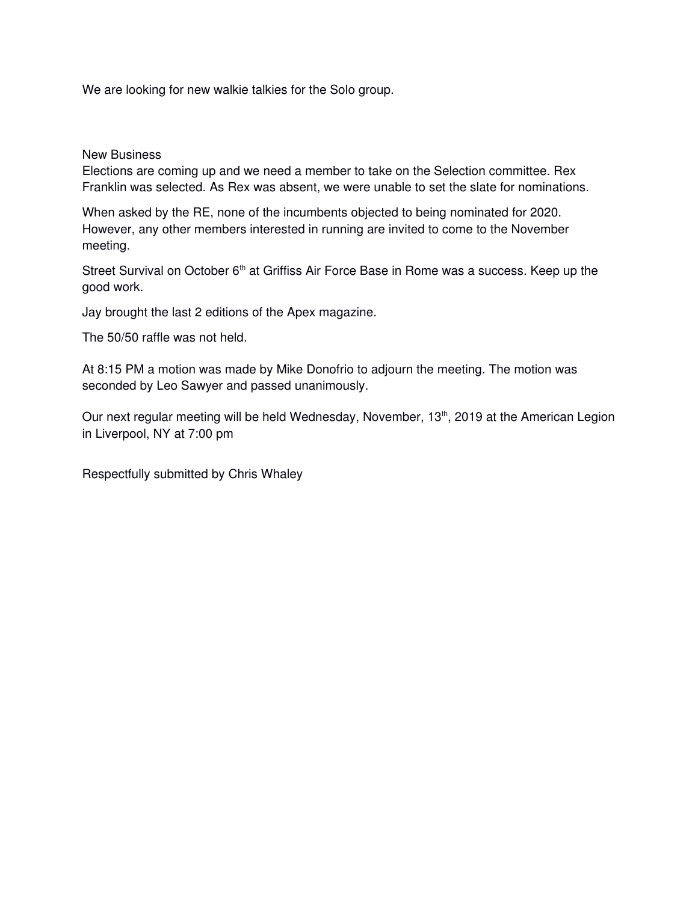We are looking for new walkie talkies for the Solo group.

New Business

Elections are coming up and we need a member to take on the Selection committee. Rex Franklin was selected. As Rex was absent, we were unable to set the slate for nominations.

When asked by the RE, none of the incumbents objected to being nominated for 2020. However, any other members interested in running are invited to come to the November meeting.

Street Survival on October 6th at Griffiss Air Force Base in Rome was a success. Keep up the good work.

Jay brought the last 2 editions of the Apex magazine.

The 50/50 raffle was not held.

At 8:15 PM a motion was made by Mike Donofrio to adjourn the meeting. The motion was seconded by Leo Sawyer and passed unanimously.

Our next regular meeting will be held Wednesday, November, 13th, 2019 at the American Legion in Liverpool, NY at 7:00 pm

Respectfully submitted by Chris Whaley